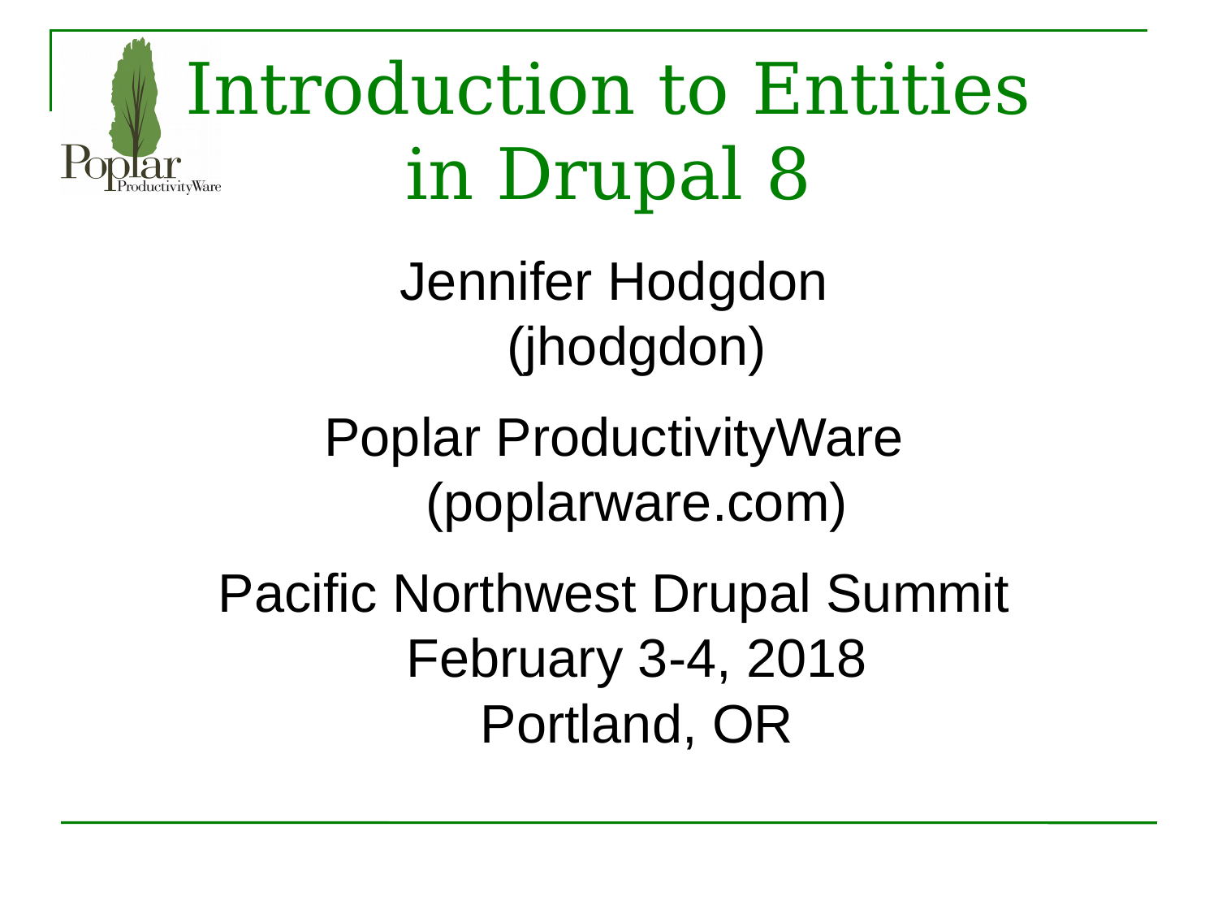# Introduction to Entities in Drupal 8

Jennifer Hodgdon (jhodgdon)

Poplar ProductivityWare (poplarware.com)

Pacific Northwest Drupal Summit
February 3-4, 2018
Portland, OR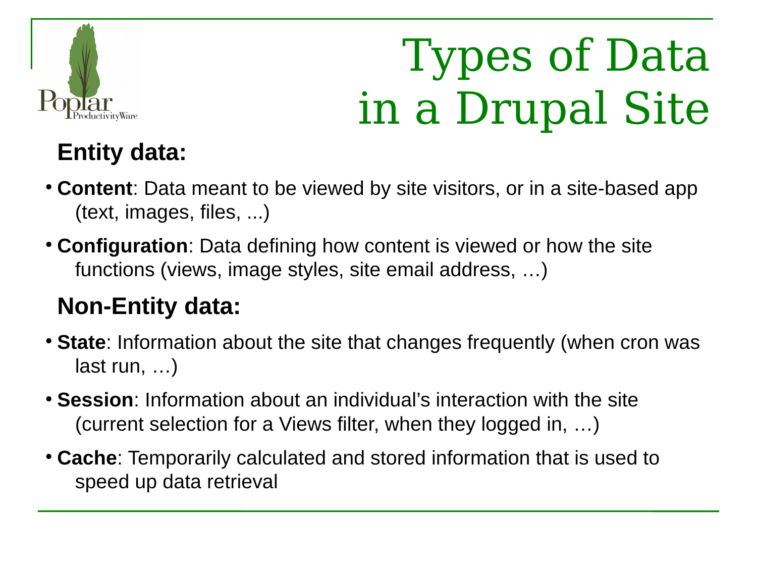# Types of Data in a Drupal Site

## Entity data:

- **Content**: Data meant to be viewed by site visitors, or in a site-based app (text, images, files, ...)
- **Configuration**: Data defining how content is viewed or how the site functions (views, image styles, site email address, …)

## Non-Entity data:

- **State**: Information about the site that changes frequently (when cron was last run, …)
- **Session**: Information about an individual's interaction with the site (current selection for a Views filter, when they logged in, …)
- **Cache**: Temporarily calculated and stored information that is used to speed up data retrieval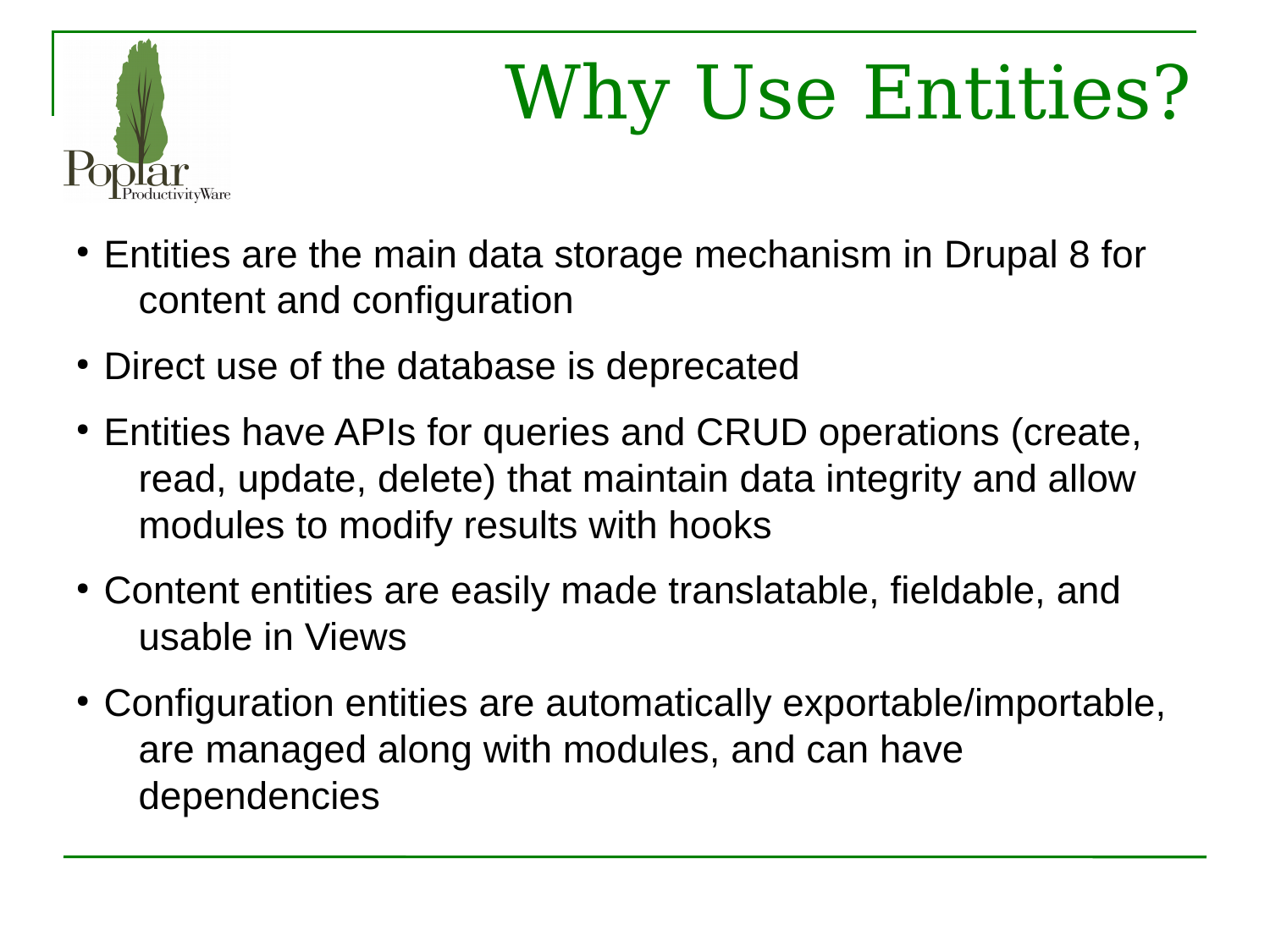# Why Use Entities?

- Entities are the main data storage mechanism in Drupal 8 for content and configuration
- Direct use of the database is deprecated
- Entities have APIs for queries and CRUD operations (create, read, update, delete) that maintain data integrity and allow modules to modify results with hooks
- Content entities are easily made translatable, fieldable, and usable in Views
- Configuration entities are automatically exportable/importable, are managed along with modules, and can have dependencies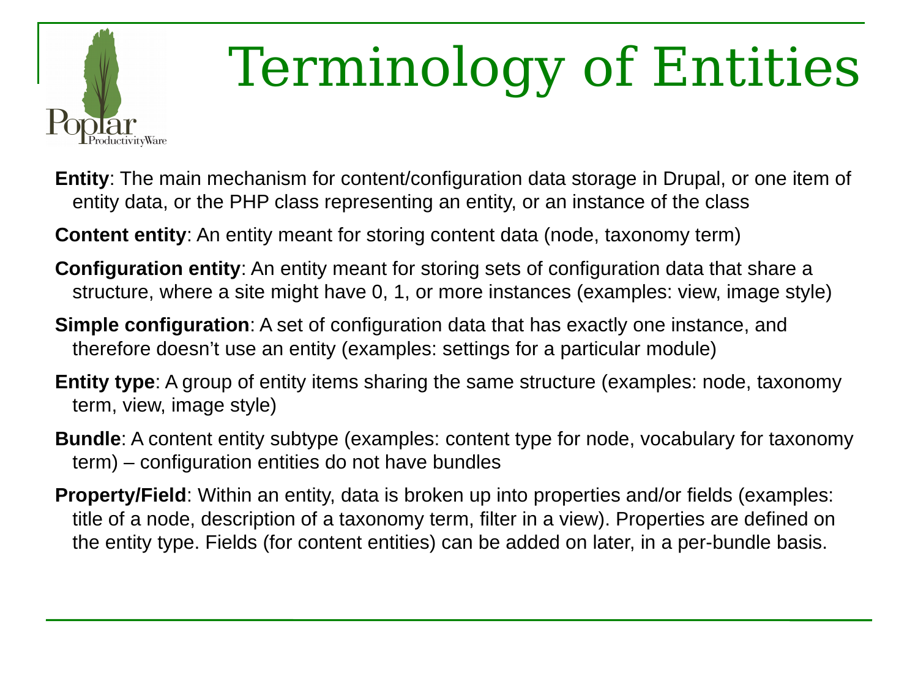# Terminology of Entities

**Entity**: The main mechanism for content/configuration data storage in Drupal, or one item of entity data, or the PHP class representing an entity, or an instance of the class

**Content entity**: An entity meant for storing content data (node, taxonomy term)

**Configuration entity**: An entity meant for storing sets of configuration data that share a structure, where a site might have 0, 1, or more instances (examples: view, image style)

**Simple configuration**: A set of configuration data that has exactly one instance, and therefore doesn't use an entity (examples: settings for a particular module)

**Entity type**: A group of entity items sharing the same structure (examples: node, taxonomy term, view, image style)

**Bundle**: A content entity subtype (examples: content type for node, vocabulary for taxonomy term) – configuration entities do not have bundles

**Property/Field**: Within an entity, data is broken up into properties and/or fields (examples: title of a node, description of a taxonomy term, filter in a view). Properties are defined on the entity type. Fields (for content entities) can be added on later, in a per-bundle basis.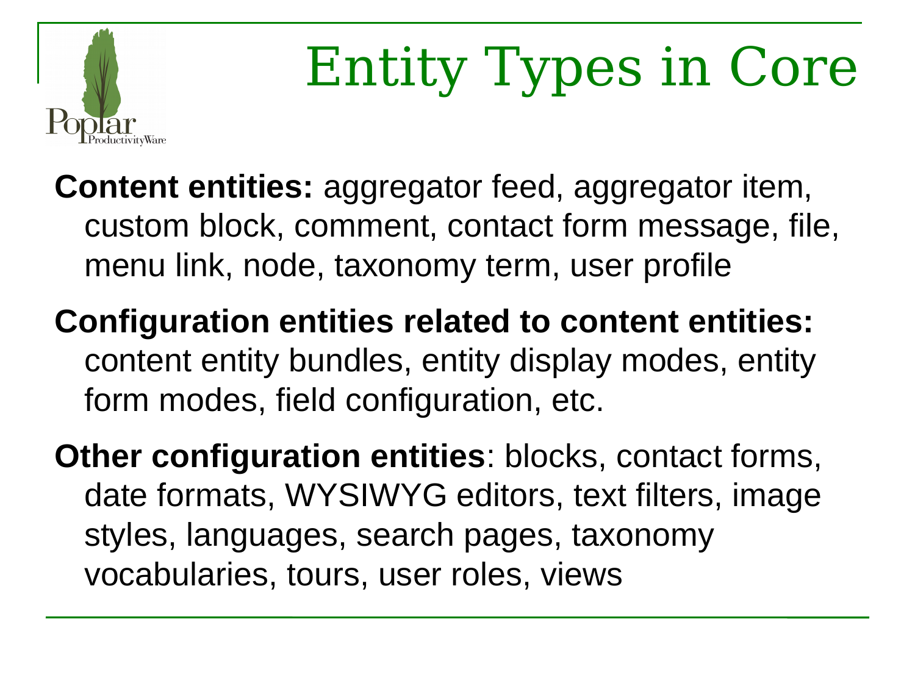# Entity Types in Core

**Content entities:** aggregator feed, aggregator item, custom block, comment, contact form message, file, menu link, node, taxonomy term, user profile

**Configuration entities related to content entities:** content entity bundles, entity display modes, entity form modes, field configuration, etc.

**Other configuration entities**: blocks, contact forms, date formats, WYSIWYG editors, text filters, image styles, languages, search pages, taxonomy vocabularies, tours, user roles, views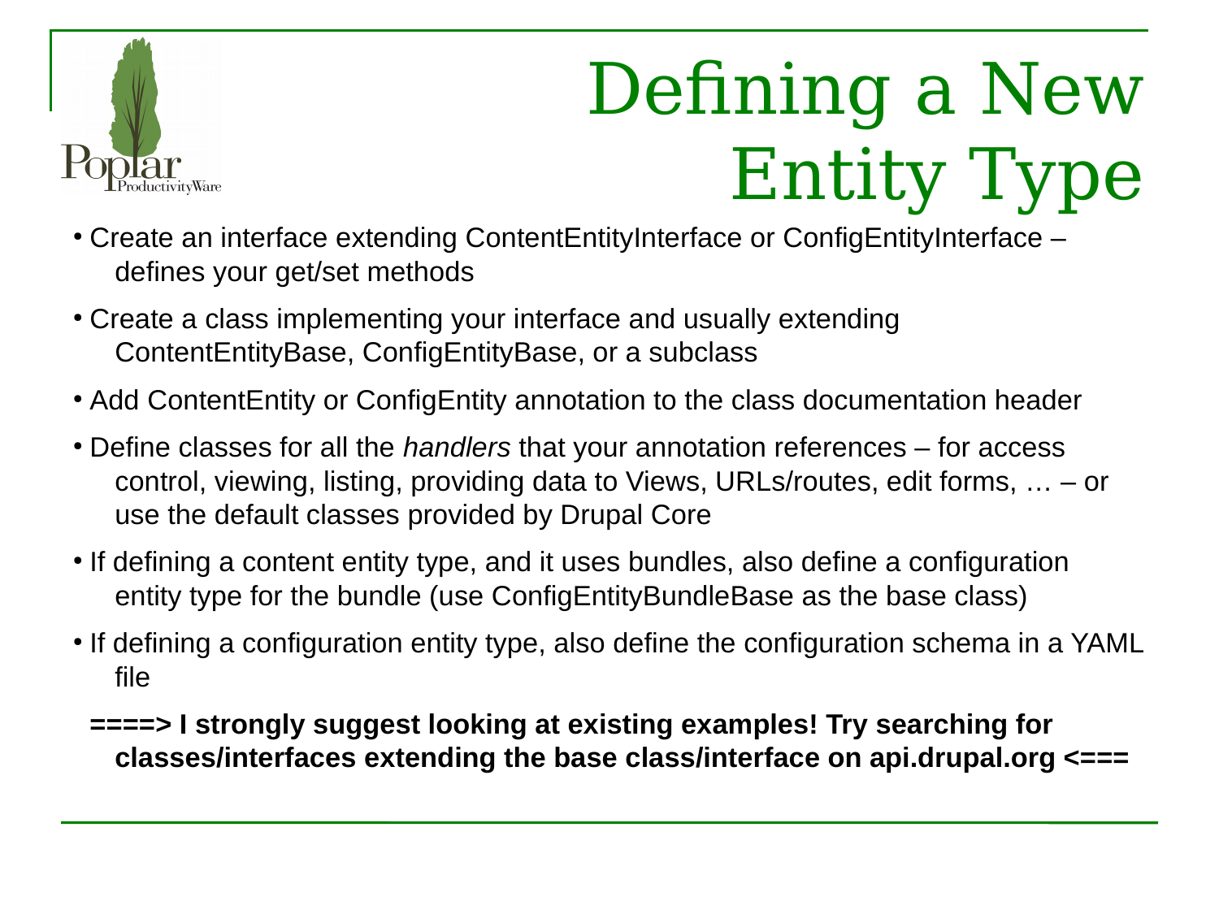# Defining a New Entity Type

- Create an interface extending ContentEntityInterface or ConfigEntityInterface – defines your get/set methods
- Create a class implementing your interface and usually extending ContentEntityBase, ConfigEntityBase, or a subclass
- Add ContentEntity or ConfigEntity annotation to the class documentation header
- Define classes for all the *handlers* that your annotation references – for access control, viewing, listing, providing data to Views, URLs/routes, edit forms, … – or use the default classes provided by Drupal Core
- If defining a content entity type, and it uses bundles, also define a configuration entity type for the bundle (use ConfigEntityBundleBase as the base class)
- If defining a configuration entity type, also define the configuration schema in a YAML file

**====> I strongly suggest looking at existing examples! Try searching for classes/interfaces extending the base class/interface on api.drupal.org <===**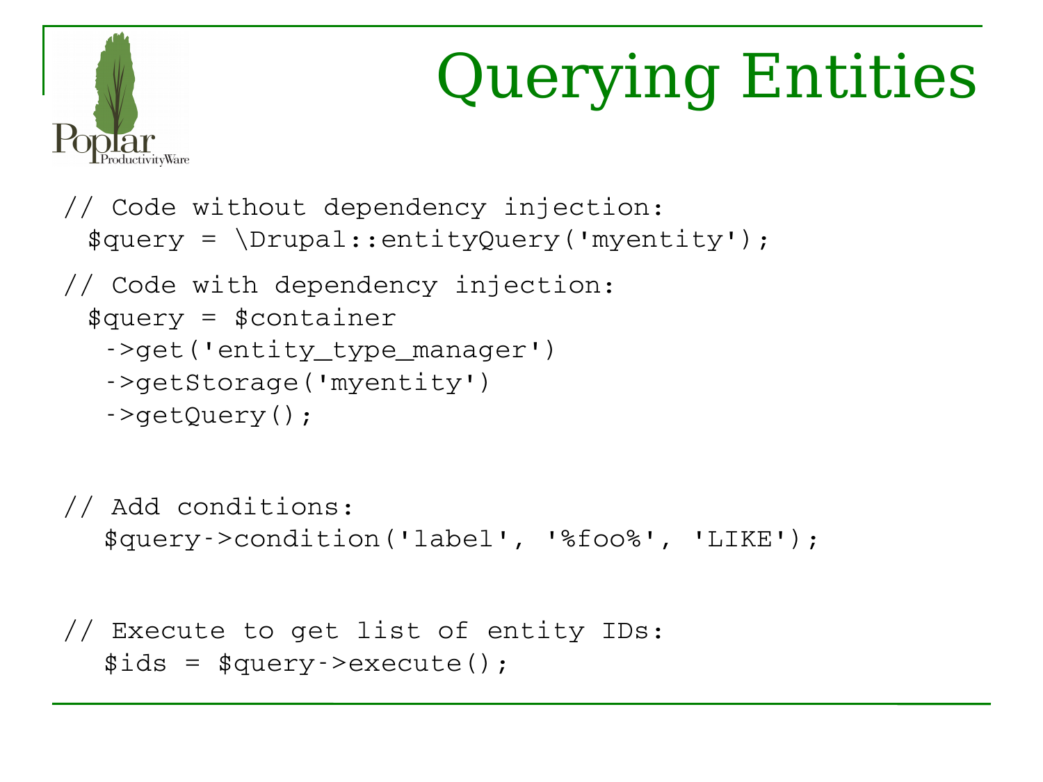# Querying Entities

```
// Code without dependency injection:
 $query = \Drupal::entityQuery('myentity');

// Code with dependency injection:
 $query = $container
  ->get('entity_type_manager')
  ->getStorage('myentity')
  ->getQuery();


// Add conditions:
  $query->condition('label', '%foo%', 'LIKE');


// Execute to get list of entity IDs:
  $ids = $query->execute();
```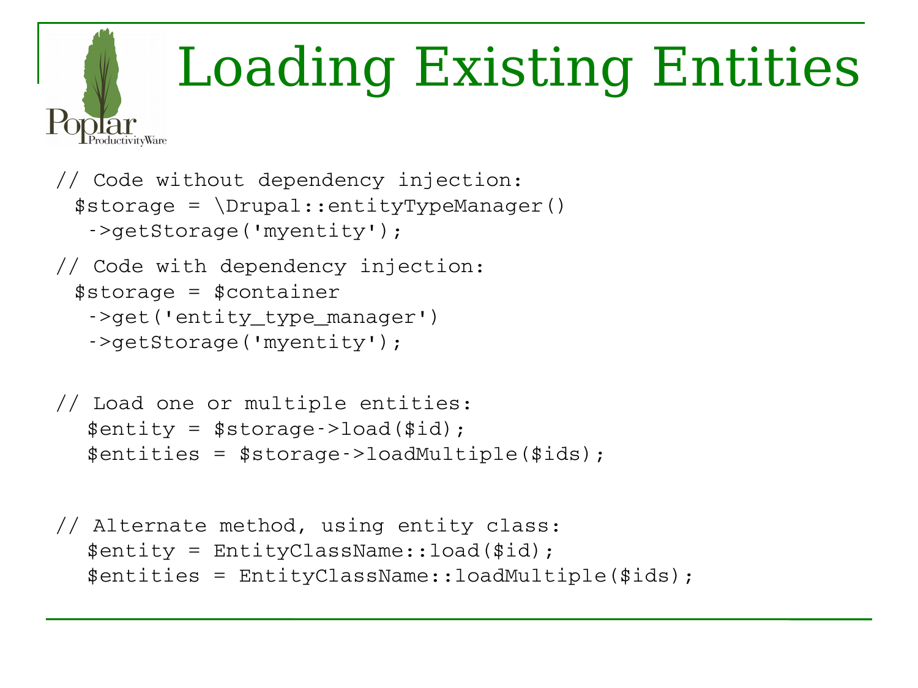# Loading Existing Entities

```
// Code without dependency injection:
 $storage = \Drupal::entityTypeManager()
  ->getStorage('myentity');
// Code with dependency injection:
 $storage = $container
  ->get('entity_type_manager')
  ->getStorage('myentity');

// Load one or multiple entities:
  $entity = $storage->load($id);
  $entities = $storage->loadMultiple($ids);

// Alternate method, using entity class:
  $entity = EntityClassName::load($id);
  $entities = EntityClassName::loadMultiple($ids);
```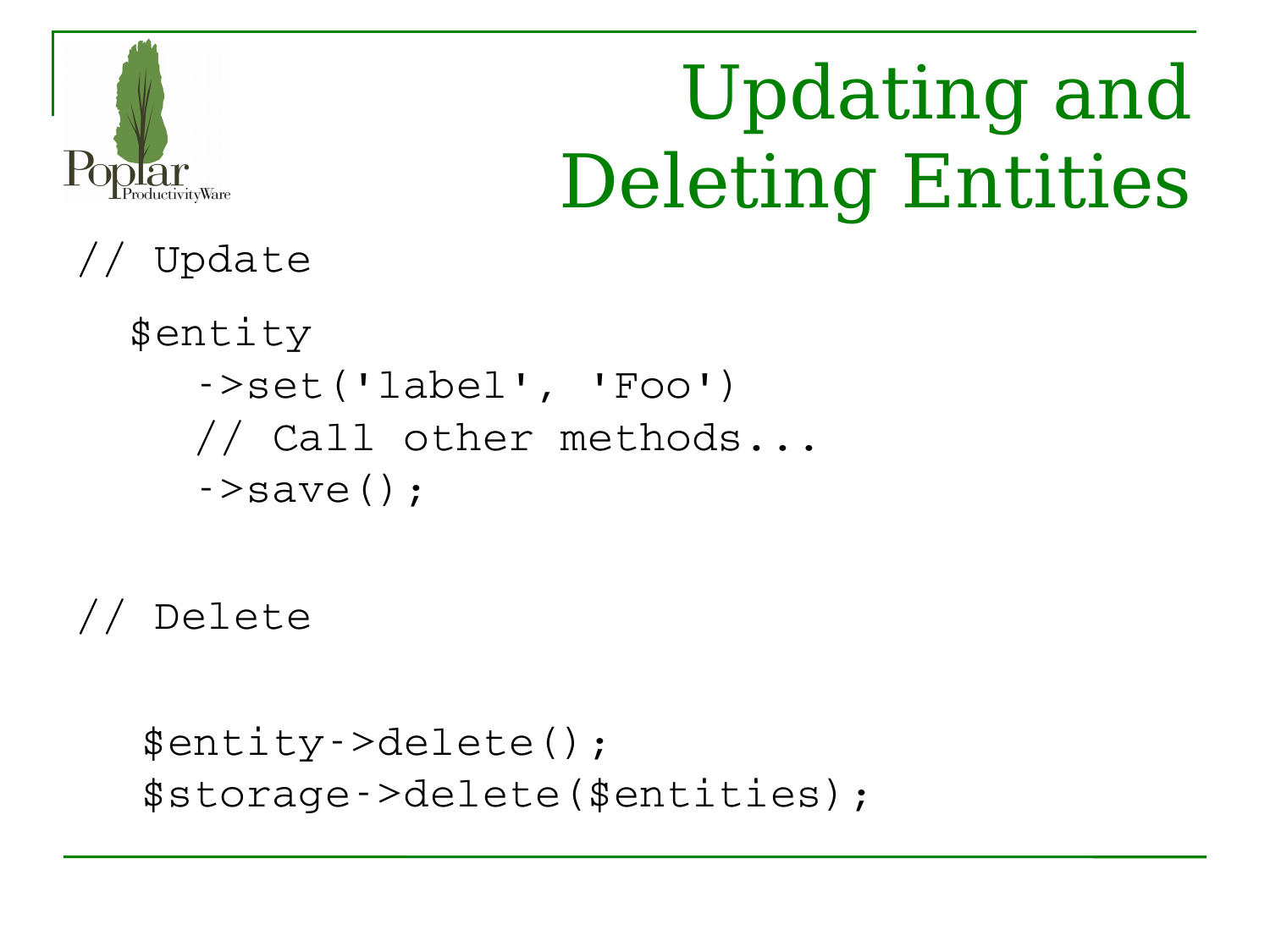# Updating and Deleting Entities

```
// Update

  $entity
    ->set('label', 'Foo')
    // Call other methods...
    ->save();


// Delete


  $entity->delete();
  $storage->delete($entities);
```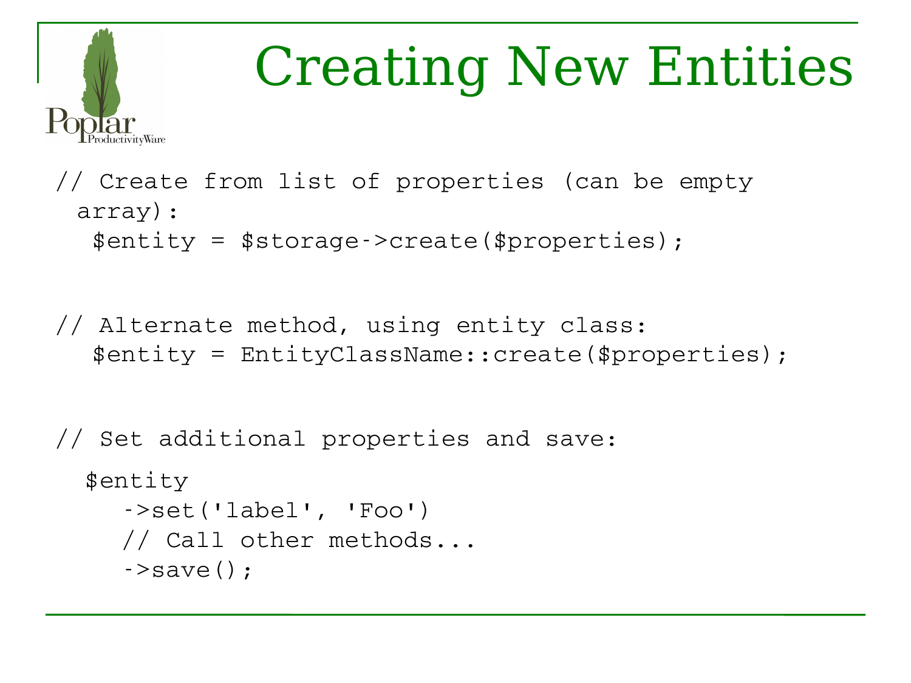# Creating New Entities

```
// Create from list of properties (can be empty array):
  $entity = $storage->create($properties);

// Alternate method, using entity class:
  $entity = EntityClassName::create($properties);

// Set additional properties and save:
  $entity
    ->set('label', 'Foo')
    // Call other methods...
    ->save();
```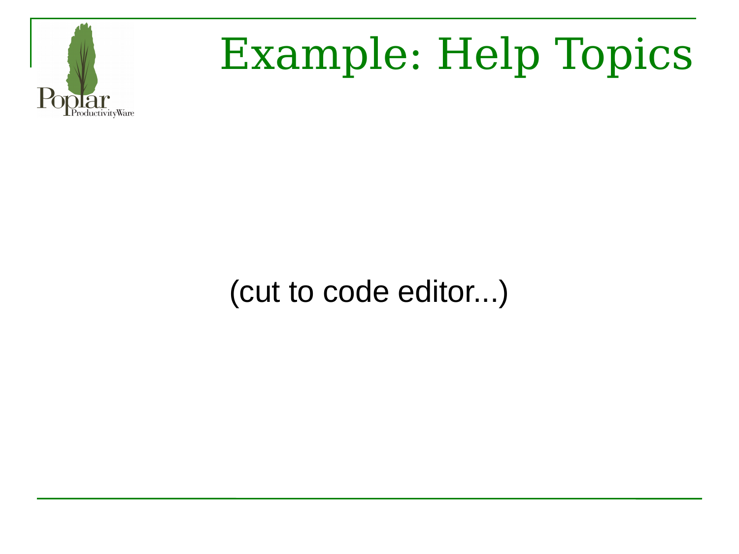# Example: Help Topics

(cut to code editor...)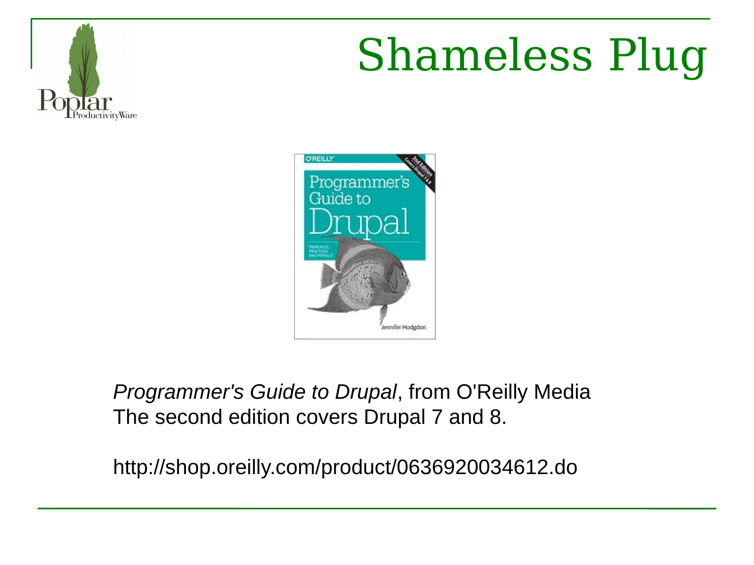# Shameless Plug

*Programmer's Guide to Drupal*, from O'Reilly Media
The second edition covers Drupal 7 and 8.

http://shop.oreilly.com/product/0636920034612.do